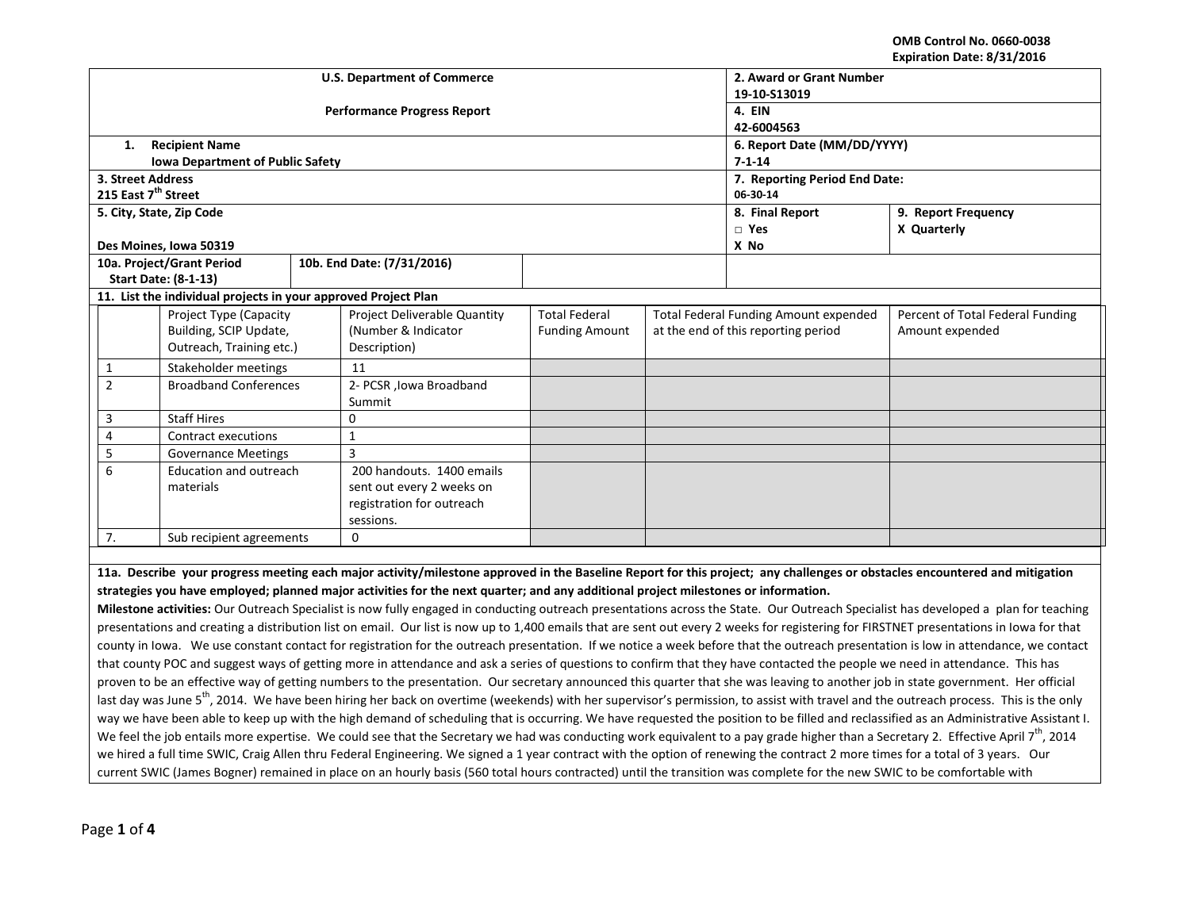OMB Control No. 0660-0038
Expiration Date: 8/31/2016

| U.S. Department of Commerce<br><br>Performance Progress Report | | 2. Award or Grant Number<br>19-10-S13019 | |
|---|---|---|---|
| | | 4. EIN<br>42-6004563 | |
| 1. Recipient Name<br>Iowa Department of Public Safety | | 6. Report Date (MM/DD/YYYY)<br>7-1-14 | |
| 3. Street Address<br>215 East 7th Street | | 7. Reporting Period End Date:<br>06-30-14 | |
| 5. City, State, Zip Code<br><br>Des Moines, Iowa 50319 | | 8. Final Report<br>□ Yes<br>X No | 9. Report Frequency<br>X Quarterly |
| 10a. Project/Grant Period<br>Start Date: (8-1-13) | 10b. End Date: (7/31/2016) | | |

**11. List the individual projects in your approved Project Plan**

| | Project Type (Capacity Building, SCIP Update, Outreach, Training etc.) | Project Deliverable Quantity (Number & Indicator Description) | Total Federal Funding Amount | Total Federal Funding Amount expended at the end of this reporting period | Percent of Total Federal Funding Amount expended |
|---|---|---|---|---|---|
| 1 | Stakeholder meetings | 11 | | | |
| 2 | Broadband Conferences | 2- PCSR ,Iowa Broadband Summit | | | |
| 3 | Staff Hires | 0 | | | |
| 4 | Contract executions | 1 | | | |
| 5 | Governance Meetings | 3 | | | |
| 6 | Education and outreach materials | 200 handouts. 1400 emails sent out every 2 weeks on registration for outreach sessions. | | | |
| 7. | Sub recipient agreements | 0 | | | |

**11a. Describe your progress meeting each major activity/milestone approved in the Baseline Report for this project; any challenges or obstacles encountered and mitigation strategies you have employed; planned major activities for the next quarter; and any additional project milestones or information.**

**Milestone activities:** Our Outreach Specialist is now fully engaged in conducting outreach presentations across the State. Our Outreach Specialist has developed a plan for teaching presentations and creating a distribution list on email. Our list is now up to 1,400 emails that are sent out every 2 weeks for registering for FIRSTNET presentations in Iowa for that county in Iowa. We use constant contact for registration for the outreach presentation. If we notice a week before that the outreach presentation is low in attendance, we contact that county POC and suggest ways of getting more in attendance and ask a series of questions to confirm that they have contacted the people we need in attendance. This has proven to be an effective way of getting numbers to the presentation. Our secretary announced this quarter that she was leaving to another job in state government. Her official last day was June 5th, 2014. We have been hiring her back on overtime (weekends) with her supervisor's permission, to assist with travel and the outreach process. This is the only way we have been able to keep up with the high demand of scheduling that is occurring. We have requested the position to be filled and reclassified as an Administrative Assistant I. We feel the job entails more expertise. We could see that the Secretary we had was conducting work equivalent to a pay grade higher than a Secretary 2. Effective April 7th, 2014 we hired a full time SWIC, Craig Allen thru Federal Engineering. We signed a 1 year contract with the option of renewing the contract 2 more times for a total of 3 years. Our current SWIC (James Bogner) remained in place on an hourly basis (560 total hours contracted) until the transition was complete for the new SWIC to be comfortable with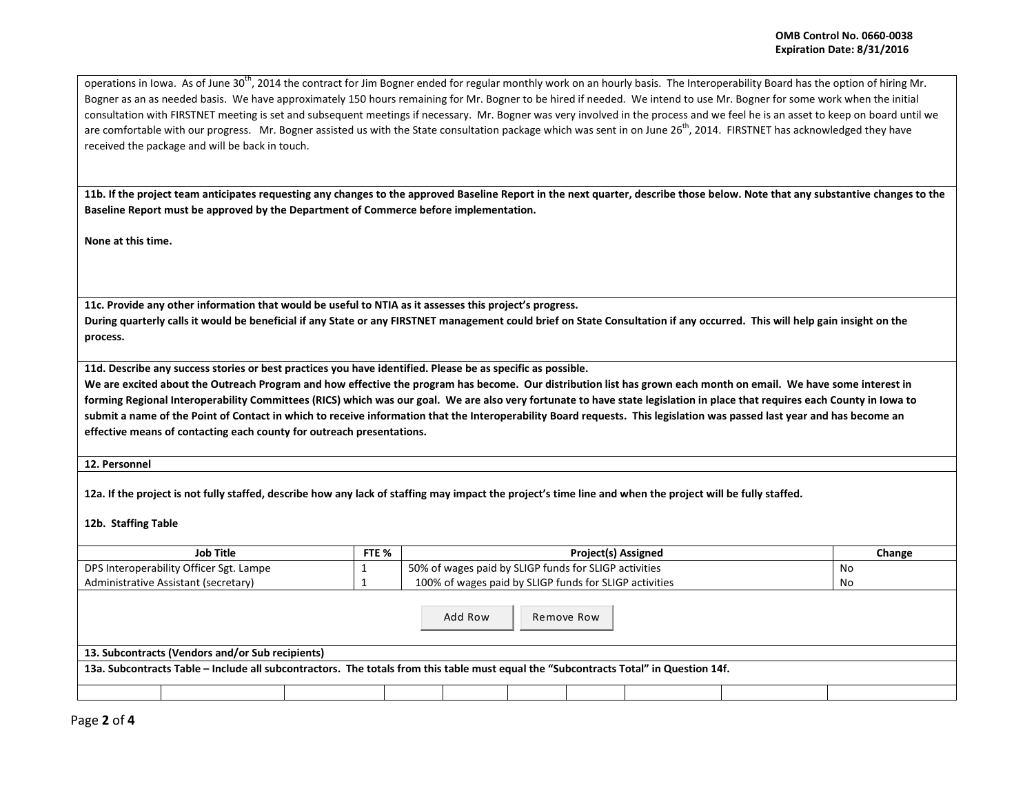operations in Iowa. As of June 30th, 2014 the contract for Jim Bogner ended for regular monthly work on an hourly basis. The Interoperability Board has the option of hiring Mr. Bogner as an as needed basis. We have approximately 150 hours remaining for Mr. Bogner to be hired if needed. We intend to use Mr. Bogner for some work when the initial consultation with FIRSTNET meeting is set and subsequent meetings if necessary. Mr. Bogner was very involved in the process and we feel he is an asset to keep on board until we are comfortable with our progress. Mr. Bogner assisted us with the State consultation package which was sent in on June 26th, 2014. FIRSTNET has acknowledged they have received the package and will be back in touch.

**11b. If the project team anticipates requesting any changes to the approved Baseline Report in the next quarter, describe those below. Note that any substantive changes to the Baseline Report must be approved by the Department of Commerce before implementation.**

**None at this time.**

**11c. Provide any other information that would be useful to NTIA as it assesses this project's progress.**

**During quarterly calls it would be beneficial if any State or any FIRSTNET management could brief on State Consultation if any occurred. This will help gain insight on the process.**

**11d. Describe any success stories or best practices you have identified. Please be as specific as possible.**

**We are excited about the Outreach Program and how effective the program has become. Our distribution list has grown each month on email. We have some interest in forming Regional Interoperability Committees (RICS) which was our goal. We are also very fortunate to have state legislation in place that requires each County in Iowa to submit a name of the Point of Contact in which to receive information that the Interoperability Board requests. This legislation was passed last year and has become an effective means of contacting each county for outreach presentations.**

**12. Personnel**

**12a. If the project is not fully staffed, describe how any lack of staffing may impact the project's time line and when the project will be fully staffed.**

**12b. Staffing Table**

| Job Title | FTE % | Project(s) Assigned | Change |
|---|---|---|---|
| DPS Interoperability Officer Sgt. Lampe | 1 | 50% of wages paid by SLIGP funds for SLIGP activities | No |
| Administrative Assistant (secretary) | 1 | 100% of wages paid by SLIGP funds for SLIGP activities | No |

**13. Subcontracts (Vendors and/or Sub recipients)**

**13a. Subcontracts Table – Include all subcontractors. The totals from this table must equal the "Subcontracts Total" in Question 14f.**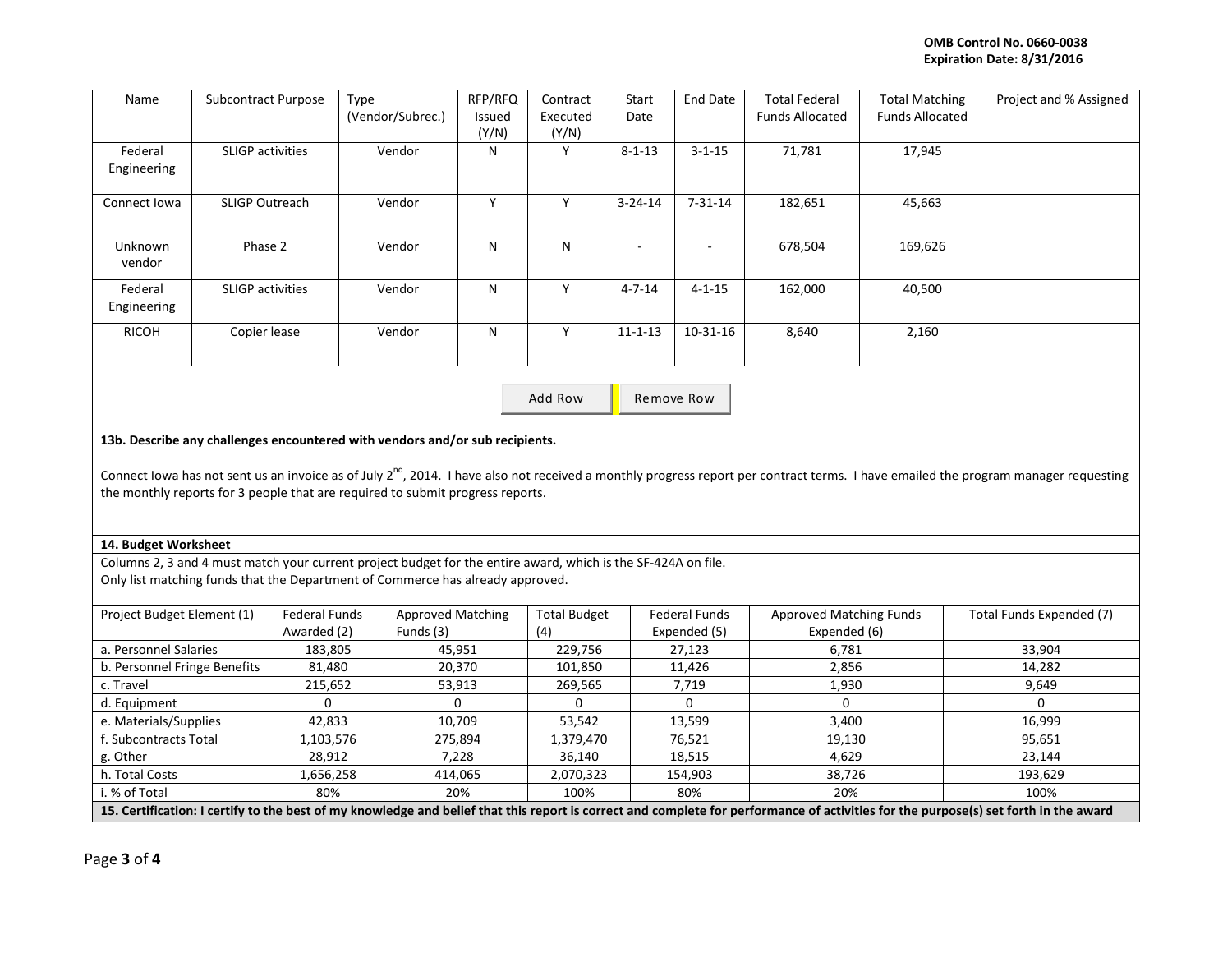| Name | Subcontract Purpose | Type (Vendor/Subrec.) | RFP/RFQ Issued (Y/N) | Contract Executed (Y/N) | Start Date | End Date | Total Federal Funds Allocated | Total Matching Funds Allocated | Project and % Assigned |
|---|---|---|---|---|---|---|---|---|---|
| Federal Engineering | SLIGP activities | Vendor | N | Y | 8-1-13 | 3-1-15 | 71,781 | 17,945 | |
| Connect Iowa | SLIGP Outreach | Vendor | Y | Y | 3-24-14 | 7-31-14 | 182,651 | 45,663 | |
| Unknown vendor | Phase 2 | Vendor | N | N | - | - | 678,504 | 169,626 | |
| Federal Engineering | SLIGP activities | Vendor | N | Y | 4-7-14 | 4-1-15 | 162,000 | 40,500 | |
| RICOH | Copier lease | Vendor | N | Y | 11-1-13 | 10-31-16 | 8,640 | 2,160 | |

**13b. Describe any challenges encountered with vendors and/or sub recipients.**

Connect Iowa has not sent us an invoice as of July 2nd, 2014. I have also not received a monthly progress report per contract terms. I have emailed the program manager requesting the monthly reports for 3 people that are required to submit progress reports.

**14. Budget Worksheet**

Columns 2, 3 and 4 must match your current project budget for the entire award, which is the SF-424A on file.
Only list matching funds that the Department of Commerce has already approved.

| Project Budget Element (1) | Federal Funds Awarded (2) | Approved Matching Funds (3) | Total Budget (4) | Federal Funds Expended (5) | Approved Matching Funds Expended (6) | Total Funds Expended (7) |
|---|---|---|---|---|---|---|
| a. Personnel Salaries | 183,805 | 45,951 | 229,756 | 27,123 | 6,781 | 33,904 |
| b. Personnel Fringe Benefits | 81,480 | 20,370 | 101,850 | 11,426 | 2,856 | 14,282 |
| c. Travel | 215,652 | 53,913 | 269,565 | 7,719 | 1,930 | 9,649 |
| d. Equipment | 0 | 0 | 0 | 0 | 0 | 0 |
| e. Materials/Supplies | 42,833 | 10,709 | 53,542 | 13,599 | 3,400 | 16,999 |
| f. Subcontracts Total | 1,103,576 | 275,894 | 1,379,470 | 76,521 | 19,130 | 95,651 |
| g. Other | 28,912 | 7,228 | 36,140 | 18,515 | 4,629 | 23,144 |
| h. Total Costs | 1,656,258 | 414,065 | 2,070,323 | 154,903 | 38,726 | 193,629 |
| i. % of Total | 80% | 20% | 100% | 80% | 20% | 100% |

**15. Certification: I certify to the best of my knowledge and belief that this report is correct and complete for performance of activities for the purpose(s) set forth in the award**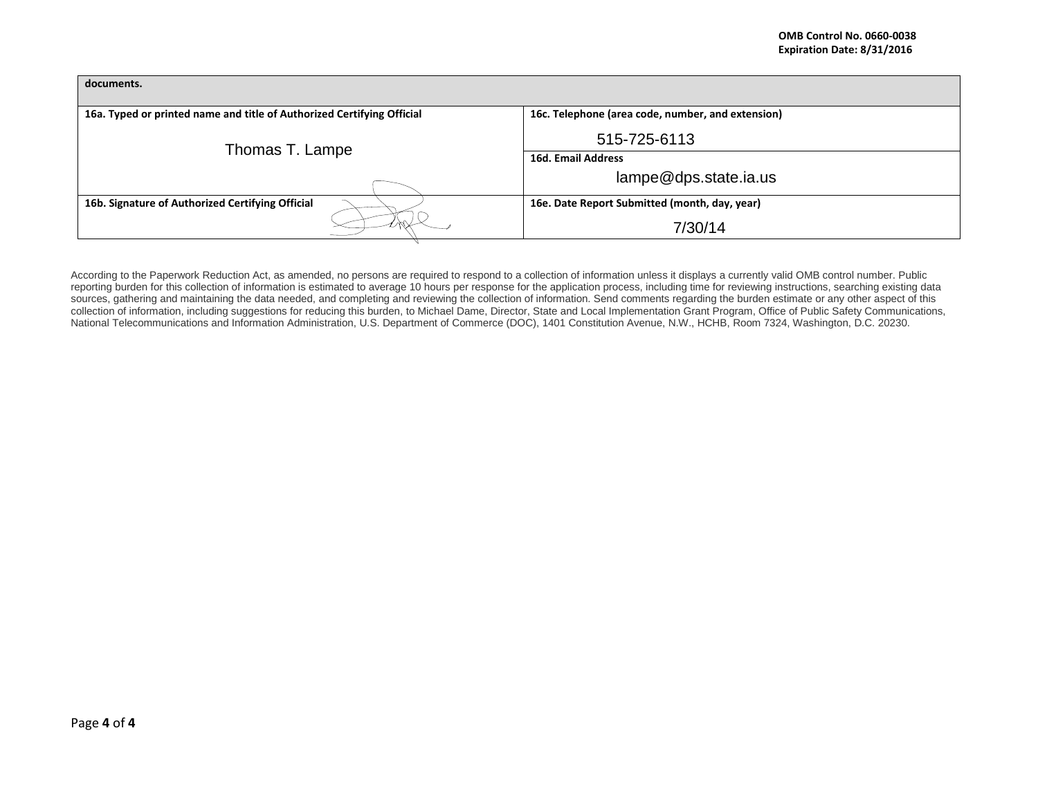| | |
|---|---|
| **documents.** | |
| **16a. Typed or printed name and title of Authorized Certifying Official**<br><br>Thomas T. Lampe | **16c. Telephone (area code, number, and extension)**<br><br>515-725-6113 |
| | **16d. Email Address**<br><br>lampe@dps.state.ia.us |
| **16b. Signature of Authorized Certifying Official** | **16e. Date Report Submitted (month, day, year)**<br><br>7/30/14 |

According to the Paperwork Reduction Act, as amended, no persons are required to respond to a collection of information unless it displays a currently valid OMB control number. Public reporting burden for this collection of information is estimated to average 10 hours per response for the application process, including time for reviewing instructions, searching existing data sources, gathering and maintaining the data needed, and completing and reviewing the collection of information. Send comments regarding the burden estimate or any other aspect of this collection of information, including suggestions for reducing this burden, to Michael Dame, Director, State and Local Implementation Grant Program, Office of Public Safety Communications, National Telecommunications and Information Administration, U.S. Department of Commerce (DOC), 1401 Constitution Avenue, N.W., HCHB, Room 7324, Washington, D.C. 20230.